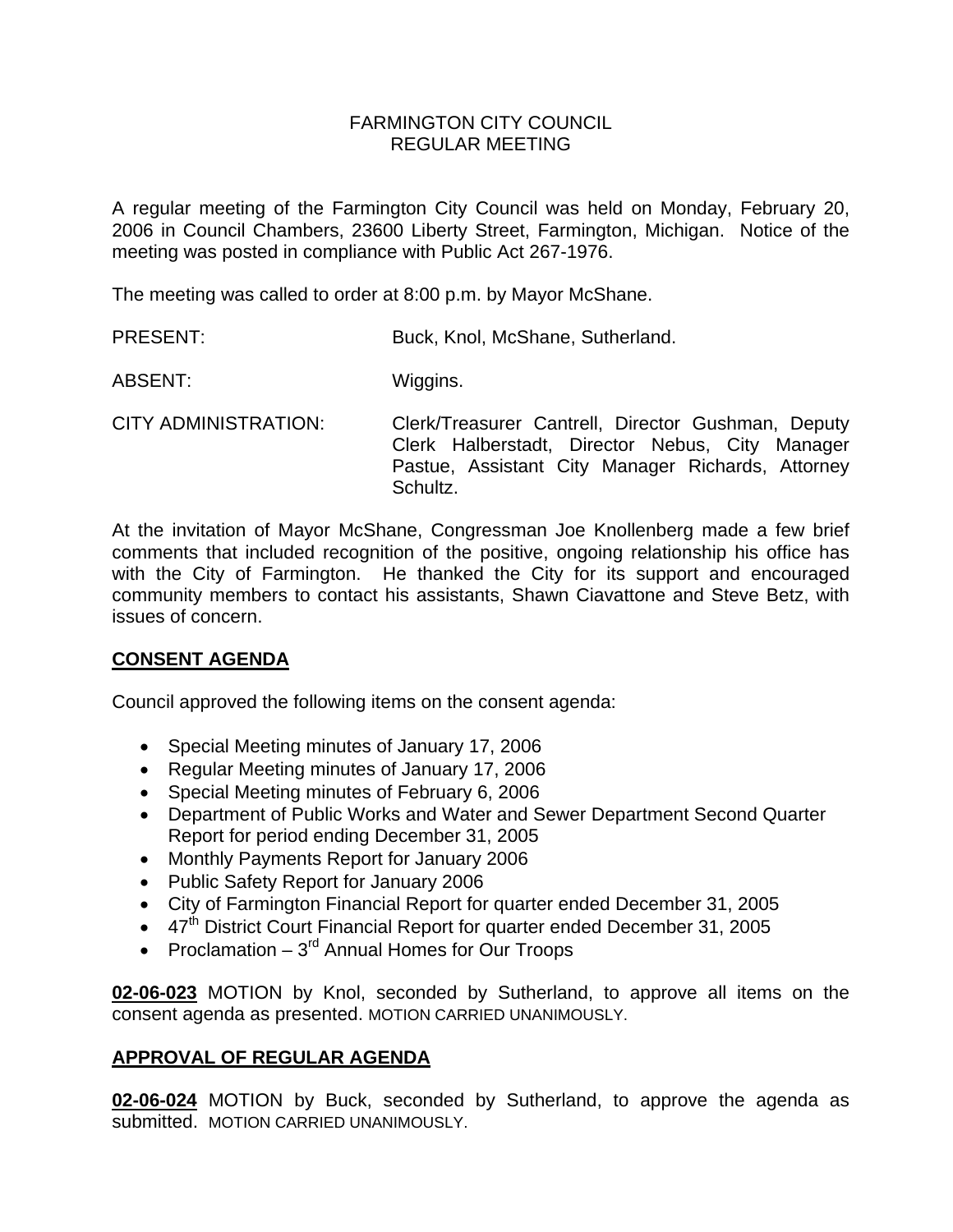# FARMINGTON CITY COUNCIL
## REGULAR MEETING

A regular meeting of the Farmington City Council was held on Monday, February 20, 2006 in Council Chambers, 23600 Liberty Street, Farmington, Michigan. Notice of the meeting was posted in compliance with Public Act 267-1976.

The meeting was called to order at 8:00 p.m. by Mayor McShane.

PRESENT: Buck, Knol, McShane, Sutherland.

ABSENT: Wiggins.

CITY ADMINISTRATION: Clerk/Treasurer Cantrell, Director Gushman, Deputy Clerk Halberstadt, Director Nebus, City Manager Pastue, Assistant City Manager Richards, Attorney Schultz.

At the invitation of Mayor McShane, Congressman Joe Knollenberg made a few brief comments that included recognition of the positive, ongoing relationship his office has with the City of Farmington. He thanked the City for its support and encouraged community members to contact his assistants, Shawn Ciavattone and Steve Betz, with issues of concern.

## CONSENT AGENDA

Council approved the following items on the consent agenda:

- Special Meeting minutes of January 17, 2006
- Regular Meeting minutes of January 17, 2006
- Special Meeting minutes of February 6, 2006
- Department of Public Works and Water and Sewer Department Second Quarter Report for period ending December 31, 2005
- Monthly Payments Report for January 2006
- Public Safety Report for January 2006
- City of Farmington Financial Report for quarter ended December 31, 2005
- 47th District Court Financial Report for quarter ended December 31, 2005
- Proclamation – 3rd Annual Homes for Our Troops

**02-06-023** MOTION by Knol, seconded by Sutherland, to approve all items on the consent agenda as presented. MOTION CARRIED UNANIMOUSLY.

## APPROVAL OF REGULAR AGENDA

**02-06-024** MOTION by Buck, seconded by Sutherland, to approve the agenda as submitted. MOTION CARRIED UNANIMOUSLY.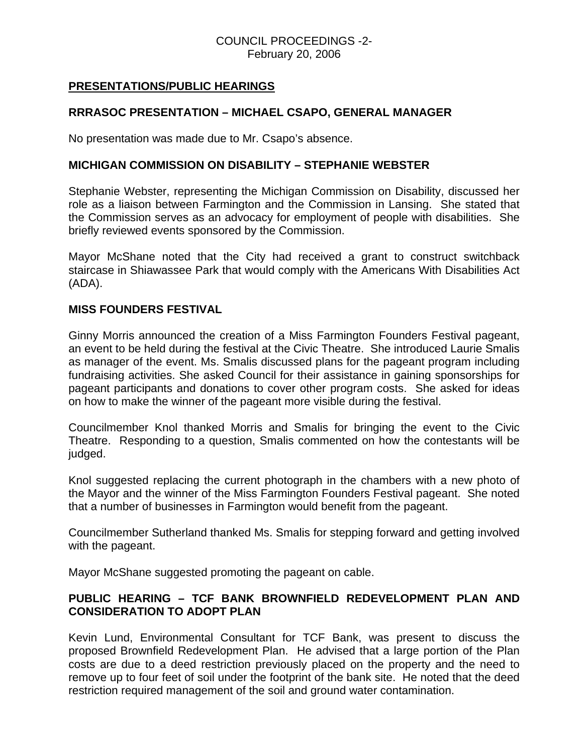## PRESENTATIONS/PUBLIC HEARINGS

### RRRASOC PRESENTATION – MICHAEL CSAPO, GENERAL MANAGER

No presentation was made due to Mr. Csapo's absence.

### MICHIGAN COMMISSION ON DISABILITY – STEPHANIE WEBSTER

Stephanie Webster, representing the Michigan Commission on Disability, discussed her role as a liaison between Farmington and the Commission in Lansing. She stated that the Commission serves as an advocacy for employment of people with disabilities. She briefly reviewed events sponsored by the Commission.

Mayor McShane noted that the City had received a grant to construct switchback staircase in Shiawassee Park that would comply with the Americans With Disabilities Act (ADA).

### MISS FOUNDERS FESTIVAL

Ginny Morris announced the creation of a Miss Farmington Founders Festival pageant, an event to be held during the festival at the Civic Theatre. She introduced Laurie Smalis as manager of the event. Ms. Smalis discussed plans for the pageant program including fundraising activities. She asked Council for their assistance in gaining sponsorships for pageant participants and donations to cover other program costs. She asked for ideas on how to make the winner of the pageant more visible during the festival.

Councilmember Knol thanked Morris and Smalis for bringing the event to the Civic Theatre. Responding to a question, Smalis commented on how the contestants will be judged.

Knol suggested replacing the current photograph in the chambers with a new photo of the Mayor and the winner of the Miss Farmington Founders Festival pageant. She noted that a number of businesses in Farmington would benefit from the pageant.

Councilmember Sutherland thanked Ms. Smalis for stepping forward and getting involved with the pageant.

Mayor McShane suggested promoting the pageant on cable.

### PUBLIC HEARING – TCF BANK BROWNFIELD REDEVELOPMENT PLAN AND CONSIDERATION TO ADOPT PLAN

Kevin Lund, Environmental Consultant for TCF Bank, was present to discuss the proposed Brownfield Redevelopment Plan. He advised that a large portion of the Plan costs are due to a deed restriction previously placed on the property and the need to remove up to four feet of soil under the footprint of the bank site. He noted that the deed restriction required management of the soil and ground water contamination.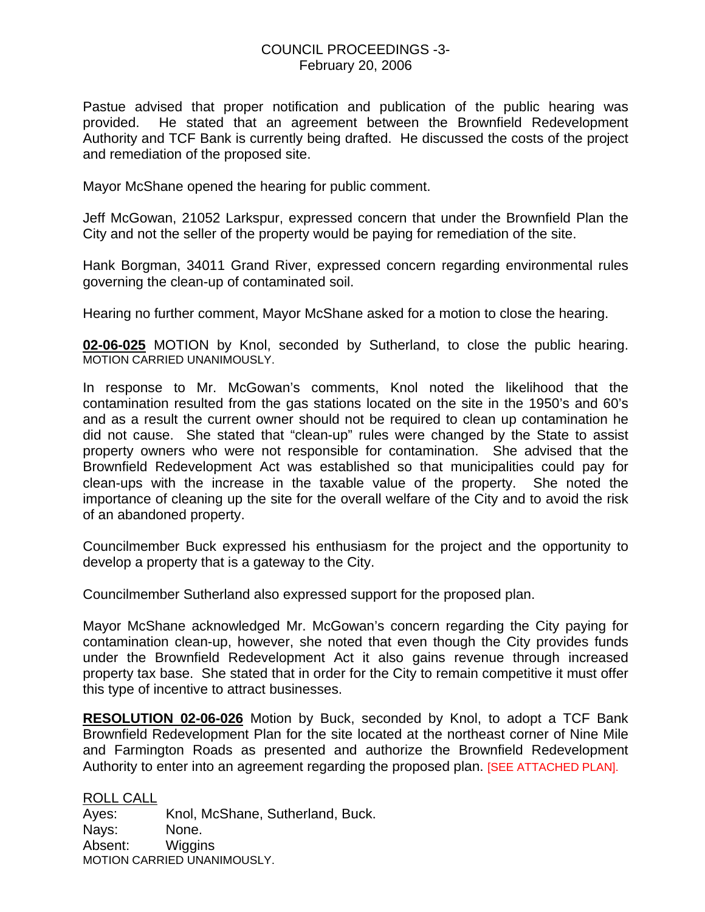Pastue advised that proper notification and publication of the public hearing was provided. He stated that an agreement between the Brownfield Redevelopment Authority and TCF Bank is currently being drafted. He discussed the costs of the project and remediation of the proposed site.

Mayor McShane opened the hearing for public comment.

Jeff McGowan, 21052 Larkspur, expressed concern that under the Brownfield Plan the City and not the seller of the property would be paying for remediation of the site.

Hank Borgman, 34011 Grand River, expressed concern regarding environmental rules governing the clean-up of contaminated soil.

Hearing no further comment, Mayor McShane asked for a motion to close the hearing.

**02-06-025** MOTION by Knol, seconded by Sutherland, to close the public hearing. MOTION CARRIED UNANIMOUSLY.

In response to Mr. McGowan's comments, Knol noted the likelihood that the contamination resulted from the gas stations located on the site in the 1950's and 60's and as a result the current owner should not be required to clean up contamination he did not cause. She stated that "clean-up" rules were changed by the State to assist property owners who were not responsible for contamination. She advised that the Brownfield Redevelopment Act was established so that municipalities could pay for clean-ups with the increase in the taxable value of the property. She noted the importance of cleaning up the site for the overall welfare of the City and to avoid the risk of an abandoned property.

Councilmember Buck expressed his enthusiasm for the project and the opportunity to develop a property that is a gateway to the City.

Councilmember Sutherland also expressed support for the proposed plan.

Mayor McShane acknowledged Mr. McGowan's concern regarding the City paying for contamination clean-up, however, she noted that even though the City provides funds under the Brownfield Redevelopment Act it also gains revenue through increased property tax base. She stated that in order for the City to remain competitive it must offer this type of incentive to attract businesses.

**RESOLUTION 02-06-026** Motion by Buck, seconded by Knol, to adopt a TCF Bank Brownfield Redevelopment Plan for the site located at the northeast corner of Nine Mile and Farmington Roads as presented and authorize the Brownfield Redevelopment Authority to enter into an agreement regarding the proposed plan. [SEE ATTACHED PLAN].

ROLL CALL
Ayes: Knol, McShane, Sutherland, Buck.
Nays: None.
Absent: Wiggins
MOTION CARRIED UNANIMOUSLY.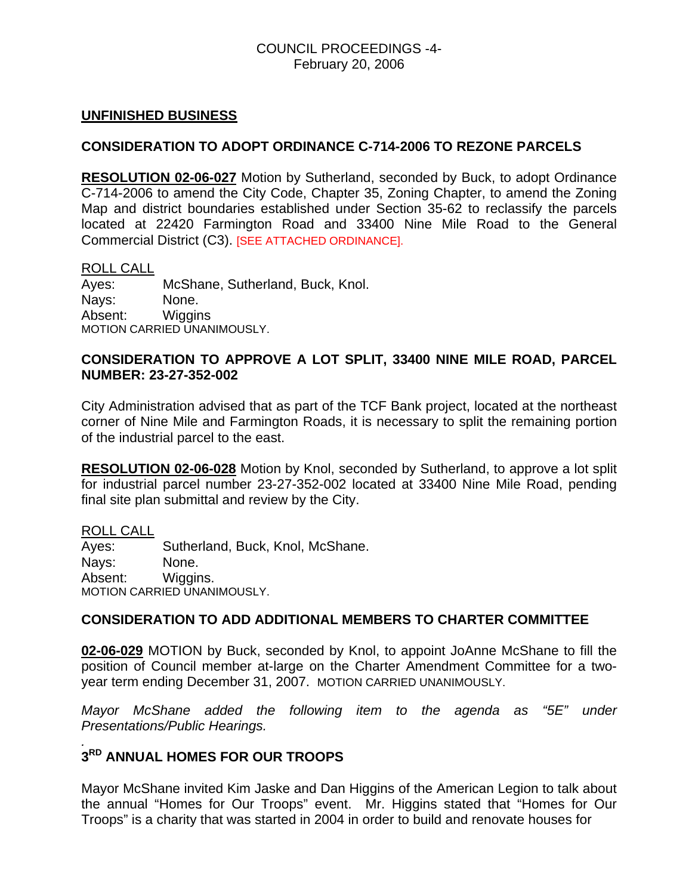## UNFINISHED BUSINESS

### CONSIDERATION TO ADOPT ORDINANCE C-714-2006 TO REZONE PARCELS

**RESOLUTION 02-06-027** Motion by Sutherland, seconded by Buck, to adopt Ordinance C-714-2006 to amend the City Code, Chapter 35, Zoning Chapter, to amend the Zoning Map and district boundaries established under Section 35-62 to reclassify the parcels located at 22420 Farmington Road and 33400 Nine Mile Road to the General Commercial District (C3). [SEE ATTACHED ORDINANCE].

ROLL CALL
Ayes: McShane, Sutherland, Buck, Knol.
Nays: None.
Absent: Wiggins
MOTION CARRIED UNANIMOUSLY.

### CONSIDERATION TO APPROVE A LOT SPLIT, 33400 NINE MILE ROAD, PARCEL NUMBER: 23-27-352-002

City Administration advised that as part of the TCF Bank project, located at the northeast corner of Nine Mile and Farmington Roads, it is necessary to split the remaining portion of the industrial parcel to the east.

**RESOLUTION 02-06-028** Motion by Knol, seconded by Sutherland, to approve a lot split for industrial parcel number 23-27-352-002 located at 33400 Nine Mile Road, pending final site plan submittal and review by the City.

ROLL CALL
Ayes: Sutherland, Buck, Knol, McShane.
Nays: None.
Absent: Wiggins.
MOTION CARRIED UNANIMOUSLY.

### CONSIDERATION TO ADD ADDITIONAL MEMBERS TO CHARTER COMMITTEE

**02-06-029** MOTION by Buck, seconded by Knol, to appoint JoAnne McShane to fill the position of Council member at-large on the Charter Amendment Committee for a two-year term ending December 31, 2007. MOTION CARRIED UNANIMOUSLY.

*Mayor McShane added the following item to the agenda as "5E" under Presentations/Public Hearings.*

### 3RD ANNUAL HOMES FOR OUR TROOPS

Mayor McShane invited Kim Jaske and Dan Higgins of the American Legion to talk about the annual "Homes for Our Troops" event. Mr. Higgins stated that "Homes for Our Troops" is a charity that was started in 2004 in order to build and renovate houses for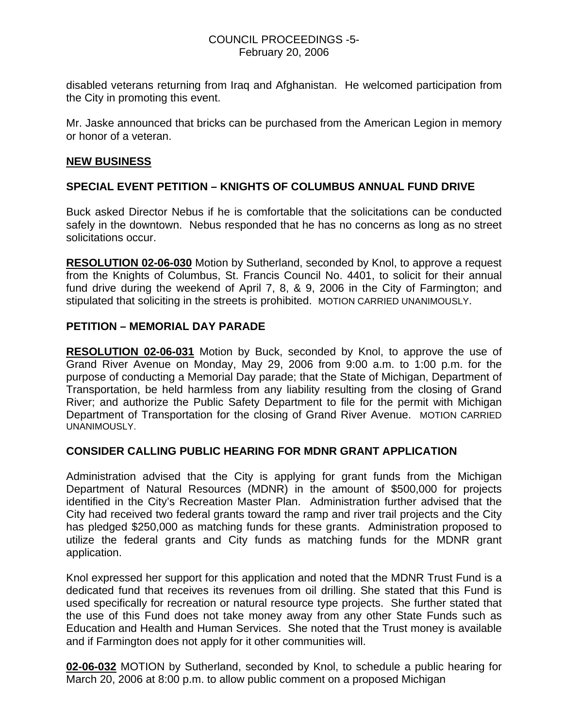disabled veterans returning from Iraq and Afghanistan. He welcomed participation from the City in promoting this event.

Mr. Jaske announced that bricks can be purchased from the American Legion in memory or honor of a veteran.

## NEW BUSINESS

### SPECIAL EVENT PETITION – KNIGHTS OF COLUMBUS ANNUAL FUND DRIVE

Buck asked Director Nebus if he is comfortable that the solicitations can be conducted safely in the downtown. Nebus responded that he has no concerns as long as no street solicitations occur.

**RESOLUTION 02-06-030** Motion by Sutherland, seconded by Knol, to approve a request from the Knights of Columbus, St. Francis Council No. 4401, to solicit for their annual fund drive during the weekend of April 7, 8, & 9, 2006 in the City of Farmington; and stipulated that soliciting in the streets is prohibited. MOTION CARRIED UNANIMOUSLY.

### PETITION – MEMORIAL DAY PARADE

**RESOLUTION 02-06-031** Motion by Buck, seconded by Knol, to approve the use of Grand River Avenue on Monday, May 29, 2006 from 9:00 a.m. to 1:00 p.m. for the purpose of conducting a Memorial Day parade; that the State of Michigan, Department of Transportation, be held harmless from any liability resulting from the closing of Grand River; and authorize the Public Safety Department to file for the permit with Michigan Department of Transportation for the closing of Grand River Avenue. MOTION CARRIED UNANIMOUSLY.

### CONSIDER CALLING PUBLIC HEARING FOR MDNR GRANT APPLICATION

Administration advised that the City is applying for grant funds from the Michigan Department of Natural Resources (MDNR) in the amount of $500,000 for projects identified in the City's Recreation Master Plan. Administration further advised that the City had received two federal grants toward the ramp and river trail projects and the City has pledged $250,000 as matching funds for these grants. Administration proposed to utilize the federal grants and City funds as matching funds for the MDNR grant application.

Knol expressed her support for this application and noted that the MDNR Trust Fund is a dedicated fund that receives its revenues from oil drilling. She stated that this Fund is used specifically for recreation or natural resource type projects. She further stated that the use of this Fund does not take money away from any other State Funds such as Education and Health and Human Services. She noted that the Trust money is available and if Farmington does not apply for it other communities will.

**02-06-032** MOTION by Sutherland, seconded by Knol, to schedule a public hearing for March 20, 2006 at 8:00 p.m. to allow public comment on a proposed Michigan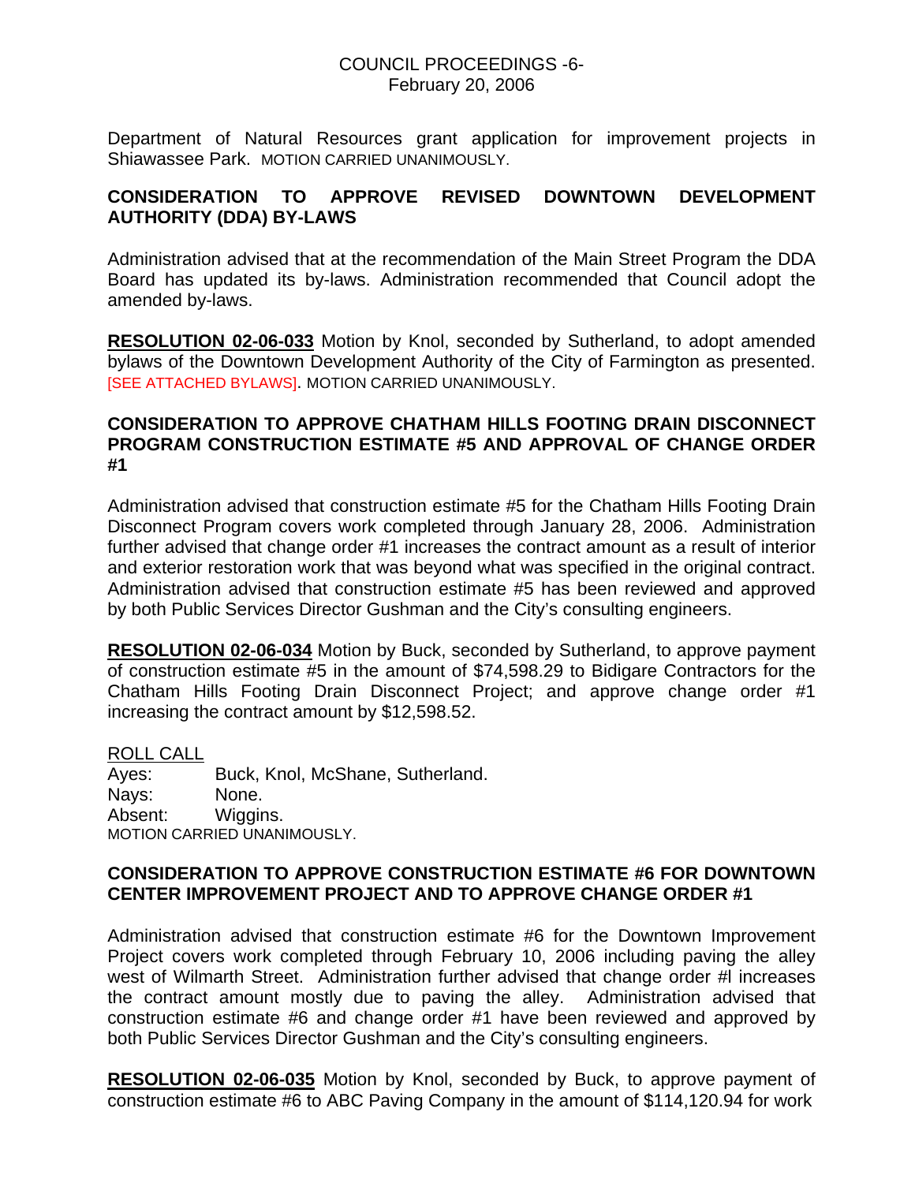Department of Natural Resources grant application for improvement projects in Shiawassee Park. MOTION CARRIED UNANIMOUSLY.

**CONSIDERATION TO APPROVE REVISED DOWNTOWN DEVELOPMENT AUTHORITY (DDA) BY-LAWS**

Administration advised that at the recommendation of the Main Street Program the DDA Board has updated its by-laws. Administration recommended that Council adopt the amended by-laws.

**RESOLUTION 02-06-033** Motion by Knol, seconded by Sutherland, to adopt amended bylaws of the Downtown Development Authority of the City of Farmington as presented. [SEE ATTACHED BYLAWS]. MOTION CARRIED UNANIMOUSLY.

**CONSIDERATION TO APPROVE CHATHAM HILLS FOOTING DRAIN DISCONNECT PROGRAM CONSTRUCTION ESTIMATE #5 AND APPROVAL OF CHANGE ORDER #1**

Administration advised that construction estimate #5 for the Chatham Hills Footing Drain Disconnect Program covers work completed through January 28, 2006. Administration further advised that change order #1 increases the contract amount as a result of interior and exterior restoration work that was beyond what was specified in the original contract. Administration advised that construction estimate #5 has been reviewed and approved by both Public Services Director Gushman and the City's consulting engineers.

**RESOLUTION 02-06-034** Motion by Buck, seconded by Sutherland, to approve payment of construction estimate #5 in the amount of $74,598.29 to Bidigare Contractors for the Chatham Hills Footing Drain Disconnect Project; and approve change order #1 increasing the contract amount by $12,598.52.

ROLL CALL
Ayes: Buck, Knol, McShane, Sutherland.
Nays: None.
Absent: Wiggins.
MOTION CARRIED UNANIMOUSLY.

**CONSIDERATION TO APPROVE CONSTRUCTION ESTIMATE #6 FOR DOWNTOWN CENTER IMPROVEMENT PROJECT AND TO APPROVE CHANGE ORDER #1**

Administration advised that construction estimate #6 for the Downtown Improvement Project covers work completed through February 10, 2006 including paving the alley west of Wilmarth Street. Administration further advised that change order #l increases the contract amount mostly due to paving the alley. Administration advised that construction estimate #6 and change order #1 have been reviewed and approved by both Public Services Director Gushman and the City's consulting engineers.

**RESOLUTION 02-06-035** Motion by Knol, seconded by Buck, to approve payment of construction estimate #6 to ABC Paving Company in the amount of $114,120.94 for work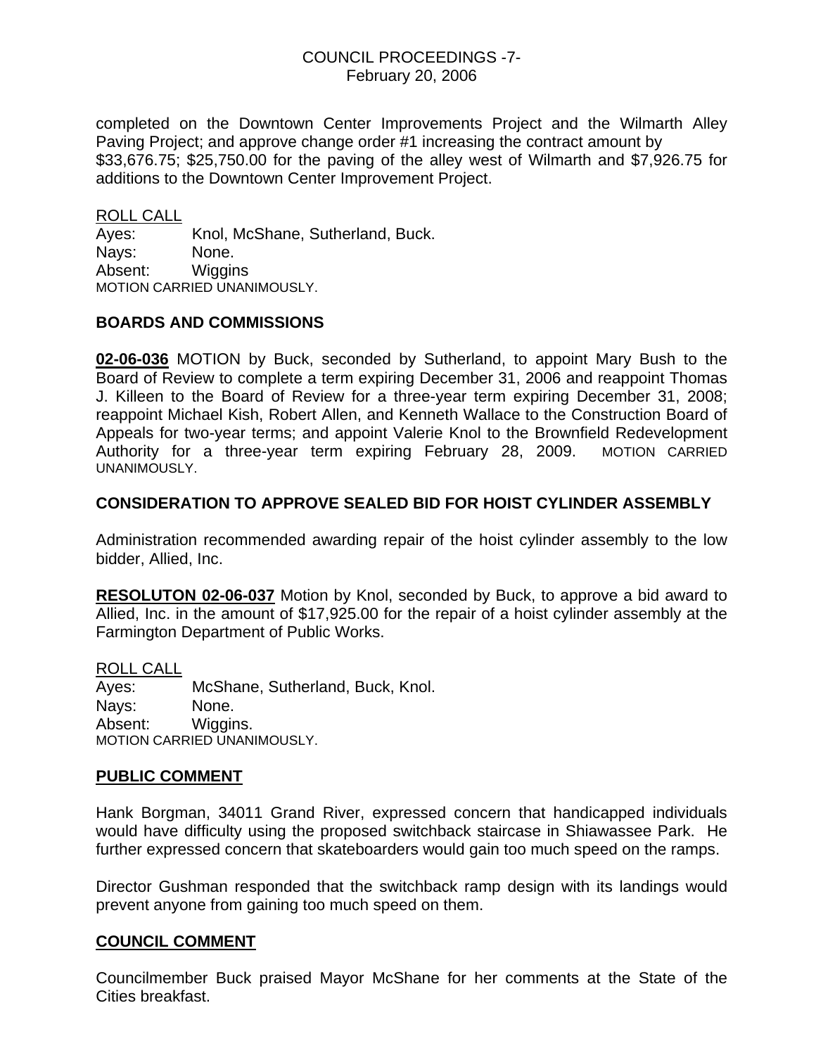completed on the Downtown Center Improvements Project and the Wilmarth Alley Paving Project; and approve change order #1 increasing the contract amount by $33,676.75; $25,750.00 for the paving of the alley west of Wilmarth and $7,926.75 for additions to the Downtown Center Improvement Project.

ROLL CALL
Ayes: Knol, McShane, Sutherland, Buck.
Nays: None.
Absent: Wiggins
MOTION CARRIED UNANIMOUSLY.

**BOARDS AND COMMISSIONS**

**02-06-036** MOTION by Buck, seconded by Sutherland, to appoint Mary Bush to the Board of Review to complete a term expiring December 31, 2006 and reappoint Thomas J. Killeen to the Board of Review for a three-year term expiring December 31, 2008; reappoint Michael Kish, Robert Allen, and Kenneth Wallace to the Construction Board of Appeals for two-year terms; and appoint Valerie Knol to the Brownfield Redevelopment Authority for a three-year term expiring February 28, 2009. MOTION CARRIED UNANIMOUSLY.

**CONSIDERATION TO APPROVE SEALED BID FOR HOIST CYLINDER ASSEMBLY**

Administration recommended awarding repair of the hoist cylinder assembly to the low bidder, Allied, Inc.

**RESOLUTON 02-06-037** Motion by Knol, seconded by Buck, to approve a bid award to Allied, Inc. in the amount of $17,925.00 for the repair of a hoist cylinder assembly at the Farmington Department of Public Works.

ROLL CALL
Ayes: McShane, Sutherland, Buck, Knol.
Nays: None.
Absent: Wiggins.
MOTION CARRIED UNANIMOUSLY.

**PUBLIC COMMENT**

Hank Borgman, 34011 Grand River, expressed concern that handicapped individuals would have difficulty using the proposed switchback staircase in Shiawassee Park. He further expressed concern that skateboarders would gain too much speed on the ramps.

Director Gushman responded that the switchback ramp design with its landings would prevent anyone from gaining too much speed on them.

**COUNCIL COMMENT**

Councilmember Buck praised Mayor McShane for her comments at the State of the Cities breakfast.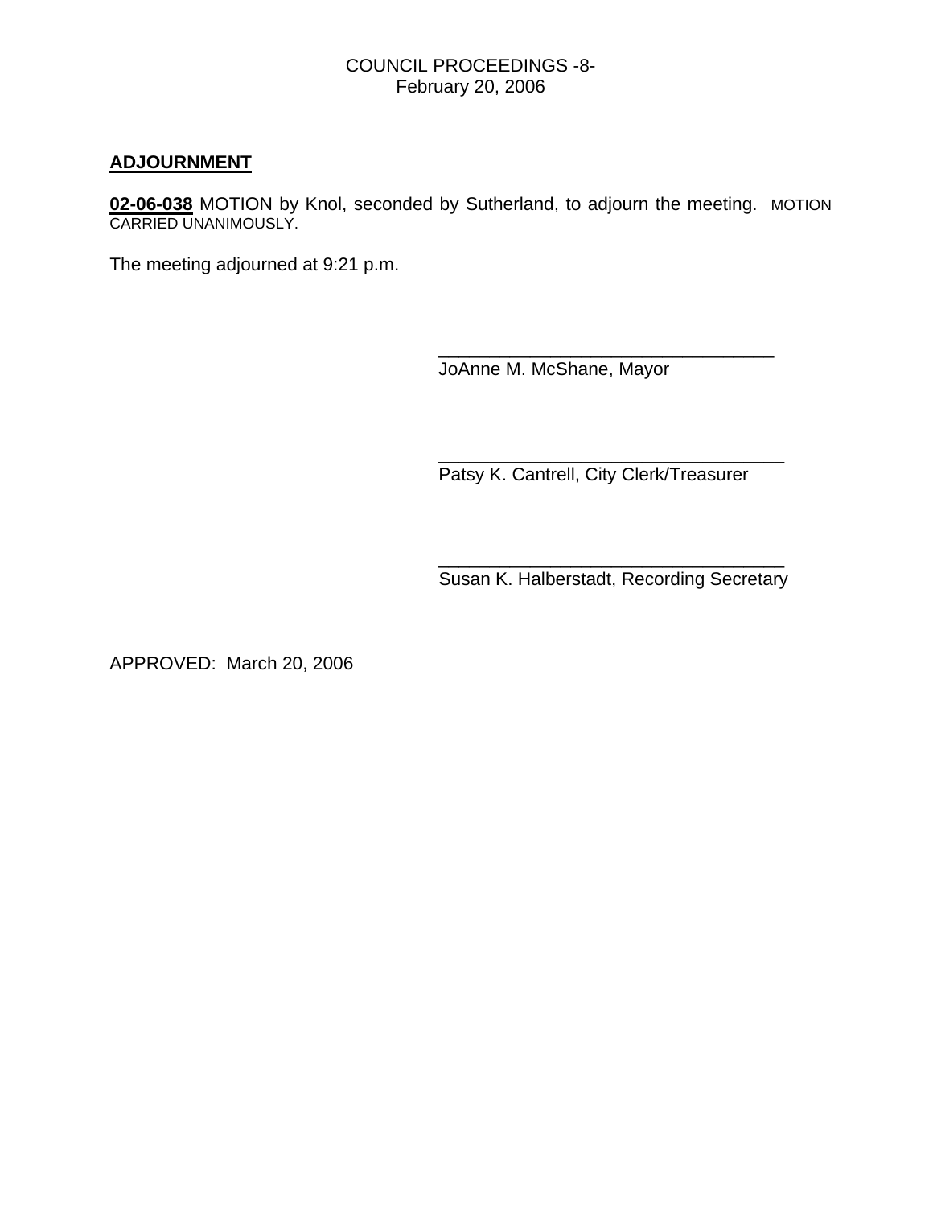## ADJOURNMENT

**02-06-038** MOTION by Knol, seconded by Sutherland, to adjourn the meeting. MOTION CARRIED UNANIMOUSLY.

The meeting adjourned at 9:21 p.m.

\_\_\_\_\_\_\_\_\_\_\_\_\_\_\_\_\_\_\_\_\_\_\_\_\_\_\_\_\_\_\_\_\_\_
JoAnne M. McShane, Mayor

\_\_\_\_\_\_\_\_\_\_\_\_\_\_\_\_\_\_\_\_\_\_\_\_\_\_\_\_\_\_\_\_\_\_
Patsy K. Cantrell, City Clerk/Treasurer

\_\_\_\_\_\_\_\_\_\_\_\_\_\_\_\_\_\_\_\_\_\_\_\_\_\_\_\_\_\_\_\_\_\_
Susan K. Halberstadt, Recording Secretary

APPROVED: March 20, 2006